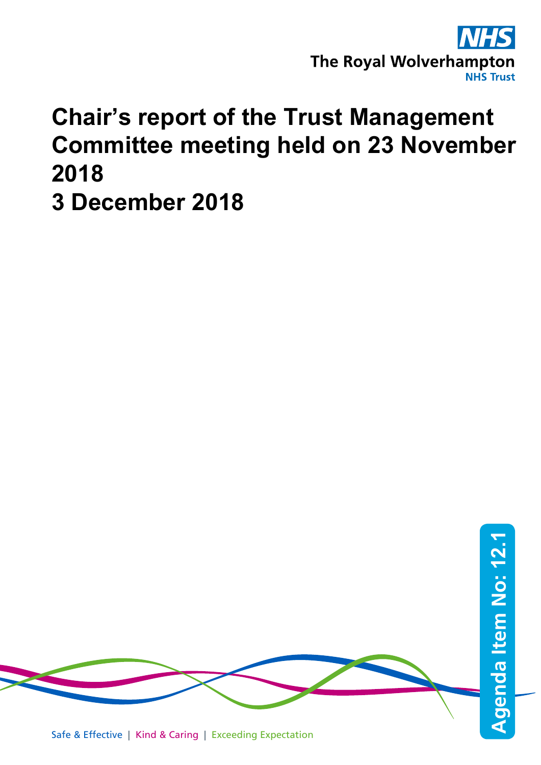The Royal Wolverhampton NHS Trust

# Chair's report of the Trust Management Committee meeting held on 23 November 2018
# 3 December 2018

Agenda Item No: 12.1

Safe & Effective | Kind & Caring | Exceeding Expectation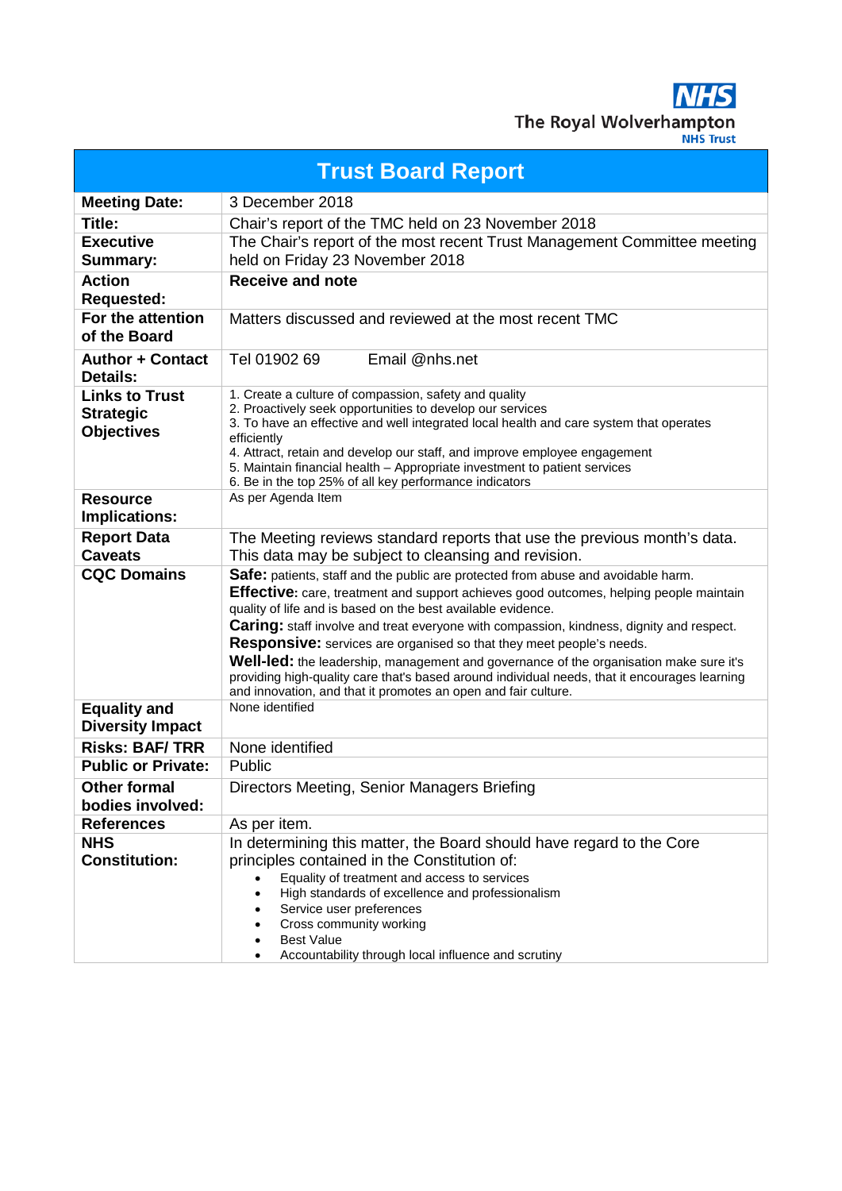The Royal Wolverhampton NHS Trust

# Trust Board Report

| | |
|---|---|
| **Meeting Date:** | 3 December 2018 |
| **Title:** | Chair's report of the TMC held on 23 November 2018 |
| **Executive Summary:** | The Chair's report of the most recent Trust Management Committee meeting held on Friday 23 November 2018 |
| **Action Requested:** | **Receive and note** |
| **For the attention of the Board** | Matters discussed and reviewed at the most recent TMC |
| **Author + Contact Details:** | Tel 01902 69 Email @nhs.net |
| **Links to Trust Strategic Objectives** | 1. Create a culture of compassion, safety and quality<br>2. Proactively seek opportunities to develop our services<br>3. To have an effective and well integrated local health and care system that operates efficiently<br>4. Attract, retain and develop our staff, and improve employee engagement<br>5. Maintain financial health – Appropriate investment to patient services<br>6. Be in the top 25% of all key performance indicators |
| **Resource Implications:** | As per Agenda Item |
| **Report Data Caveats** | The Meeting reviews standard reports that use the previous month's data. This data may be subject to cleansing and revision. |
| **CQC Domains** | **Safe:** patients, staff and the public are protected from abuse and avoidable harm.<br>**Effective:** care, treatment and support achieves good outcomes, helping people maintain quality of life and is based on the best available evidence.<br>**Caring:** staff involve and treat everyone with compassion, kindness, dignity and respect.<br>**Responsive:** services are organised so that they meet people's needs.<br>**Well-led:** the leadership, management and governance of the organisation make sure it's providing high-quality care that's based around individual needs, that it encourages learning and innovation, and that it promotes an open and fair culture. |
| **Equality and Diversity Impact** | None identified |
| **Risks: BAF/ TRR** | None identified |
| **Public or Private:** | Public |
| **Other formal bodies involved:** | Directors Meeting, Senior Managers Briefing |
| **References** | As per item. |
| **NHS Constitution:** | In determining this matter, the Board should have regard to the Core principles contained in the Constitution of:<br>• Equality of treatment and access to services<br>• High standards of excellence and professionalism<br>• Service user preferences<br>• Cross community working<br>• Best Value<br>• Accountability through local influence and scrutiny |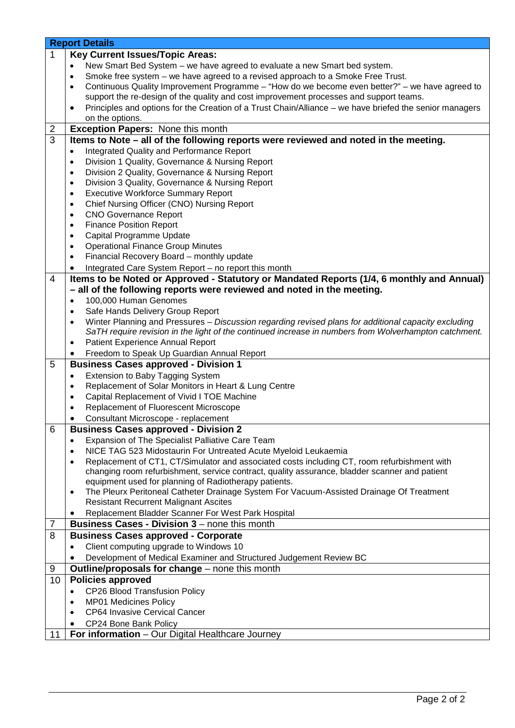| Report Details | |
|---|---|
| 1 | **Key Current Issues/Topic Areas:**<br>• New Smart Bed System – we have agreed to evaluate a new Smart bed system.<br>• Smoke free system – we have agreed to a revised approach to a Smoke Free Trust.<br>• Continuous Quality Improvement Programme – "How do we become even better?" – we have agreed to support the re-design of the quality and cost improvement processes and support teams.<br>• Principles and options for the Creation of a Trust Chain/Alliance – we have briefed the senior managers on the options. |
| 2 | **Exception Papers:** None this month |
| 3 | **Items to Note – all of the following reports were reviewed and noted in the meeting.**<br>• Integrated Quality and Performance Report<br>• Division 1 Quality, Governance & Nursing Report<br>• Division 2 Quality, Governance & Nursing Report<br>• Division 3 Quality, Governance & Nursing Report<br>• Executive Workforce Summary Report<br>• Chief Nursing Officer (CNO) Nursing Report<br>• CNO Governance Report<br>• Finance Position Report<br>• Capital Programme Update<br>• Operational Finance Group Minutes<br>• Financial Recovery Board – monthly update<br>• Integrated Care System Report – no report this month |
| 4 | **Items to be Noted or Approved - Statutory or Mandated Reports (1/4, 6 monthly and Annual) – all of the following reports were reviewed and noted in the meeting.**<br>• 100,000 Human Genomes<br>• Safe Hands Delivery Group Report<br>• Winter Planning and Pressures – *Discussion regarding revised plans for additional capacity excluding SaTH require revision in the light of the continued increase in numbers from Wolverhampton catchment.*<br>• Patient Experience Annual Report<br>• Freedom to Speak Up Guardian Annual Report |
| 5 | **Business Cases approved - Division 1**<br>• Extension to Baby Tagging System<br>• Replacement of Solar Monitors in Heart & Lung Centre<br>• Capital Replacement of Vivid I TOE Machine<br>• Replacement of Fluorescent Microscope<br>• Consultant Microscope - replacement |
| 6 | **Business Cases approved - Division 2**<br>• Expansion of The Specialist Palliative Care Team<br>• NICE TAG 523 Midostaurin For Untreated Acute Myeloid Leukaemia<br>• Replacement of CT1, CT/Simulator and associated costs including CT, room refurbishment with changing room refurbishment, service contract, quality assurance, bladder scanner and patient equipment used for planning of Radiotherapy patients.<br>• The Pleurx Peritoneal Catheter Drainage System For Vacuum-Assisted Drainage Of Treatment Resistant Recurrent Malignant Ascites<br>• Replacement Bladder Scanner For West Park Hospital |
| 7 | **Business Cases - Division 3** – none this month |
| 8 | **Business Cases approved - Corporate**<br>• Client computing upgrade to Windows 10<br>• Development of Medical Examiner and Structured Judgement Review BC |
| 9 | **Outline/proposals for change** – none this month |
| 10 | **Policies approved**<br>• CP26 Blood Transfusion Policy<br>• MP01 Medicines Policy<br>• CP64 Invasive Cervical Cancer<br>• CP24 Bone Bank Policy |
| 11 | **For information** – Our Digital Healthcare Journey |